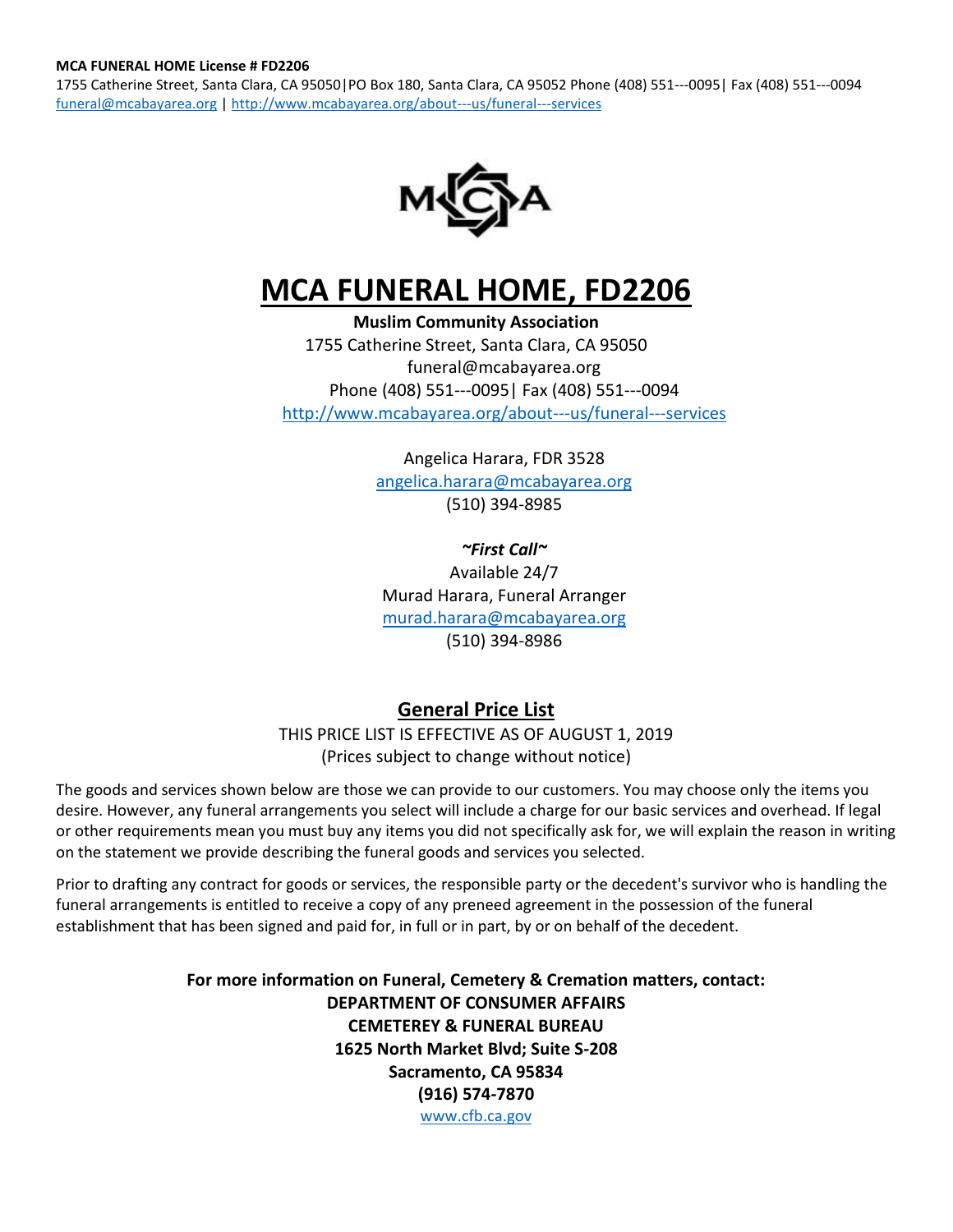**MCA FUNERAL HOME License # FD2206**

1755 Catherine Street, Santa Clara, CA 95050|PO Box 180, Santa Clara, CA 95052 Phone (408) 551---0095| Fax (408) 551---0094
funeral@mcabayarea.org | http://www.mcabayarea.org/about---us/funeral---services

# MCA FUNERAL HOME, FD2206

**Muslim Community Association**
1755 Catherine Street, Santa Clara, CA 95050
funeral@mcabayarea.org
Phone (408) 551---0095| Fax (408) 551---0094
http://www.mcabayarea.org/about---us/funeral---services

Angelica Harara, FDR 3528
angelica.harara@mcabayarea.org
(510) 394-8985

***~First Call~***
Available 24/7
Murad Harara, Funeral Arranger
murad.harara@mcabayarea.org
(510) 394-8986

## General Price List

THIS PRICE LIST IS EFFECTIVE AS OF AUGUST 1, 2019
(Prices subject to change without notice)

The goods and services shown below are those we can provide to our customers. You may choose only the items you desire. However, any funeral arrangements you select will include a charge for our basic services and overhead. If legal or other requirements mean you must buy any items you did not specifically ask for, we will explain the reason in writing on the statement we provide describing the funeral goods and services you selected.

Prior to drafting any contract for goods or services, the responsible party or the decedent's survivor who is handling the funeral arrangements is entitled to receive a copy of any preneed agreement in the possession of the funeral establishment that has been signed and paid for, in full or in part, by or on behalf of the decedent.

**For more information on Funeral, Cemetery & Cremation matters, contact:**
**DEPARTMENT OF CONSUMER AFFAIRS**
**CEMETEREY & FUNERAL BUREAU**
**1625 North Market Blvd; Suite S-208**
**Sacramento, CA 95834**
**(916) 574-7870**
www.cfb.ca.gov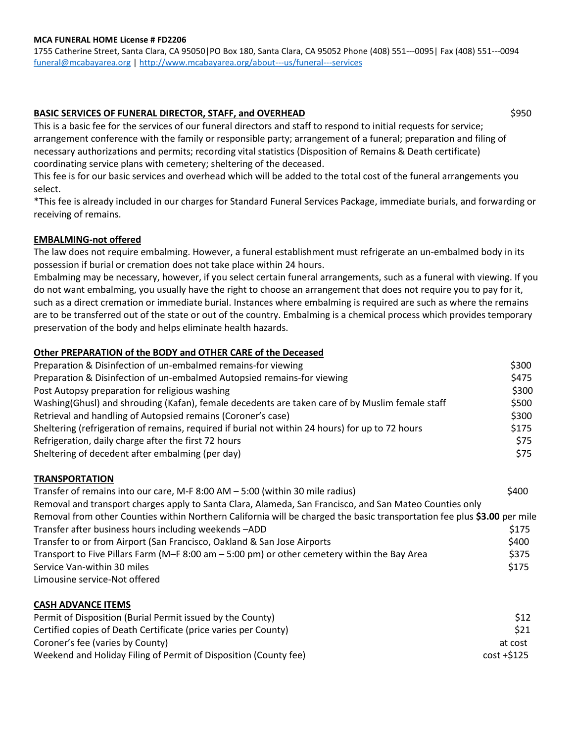**MCA FUNERAL HOME License # FD2206**

1755 Catherine Street, Santa Clara, CA 95050|PO Box 180, Santa Clara, CA 95052 Phone (408) 551---0095| Fax (408) 551---0094
funeral@mcabayarea.org | http://www.mcabayarea.org/about---us/funeral---services

**BASIC SERVICES OF FUNERAL DIRECTOR, STAFF, and OVERHEAD** $950

This is a basic fee for the services of our funeral directors and staff to respond to initial requests for service; arrangement conference with the family or responsible party; arrangement of a funeral; preparation and filing of necessary authorizations and permits; recording vital statistics (Disposition of Remains & Death certificate) coordinating service plans with cemetery; sheltering of the deceased.

This fee is for our basic services and overhead which will be added to the total cost of the funeral arrangements you select.

*This fee is already included in our charges for Standard Funeral Services Package, immediate burials, and forwarding or receiving of remains.

**EMBALMING-not offered**

The law does not require embalming. However, a funeral establishment must refrigerate an un-embalmed body in its possession if burial or cremation does not take place within 24 hours.

Embalming may be necessary, however, if you select certain funeral arrangements, such as a funeral with viewing. If you do not want embalming, you usually have the right to choose an arrangement that does not require you to pay for it, such as a direct cremation or immediate burial. Instances where embalming is required are such as where the remains are to be transferred out of the state or out of the country. Embalming is a chemical process which provides temporary preservation of the body and helps eliminate health hazards.

**Other PREPARATION of the BODY and OTHER CARE of the Deceased**

| | |
|---|---|
| Preparation & Disinfection of un-embalmed remains-for viewing | $300 |
| Preparation & Disinfection of un-embalmed Autopsied remains-for viewing | $475 |
| Post Autopsy preparation for religious washing | $300 |
| Washing(Ghusl) and shrouding (Kafan), female decedents are taken care of by Muslim female staff | $500 |
| Retrieval and handling of Autopsied remains (Coroner's case) | $300 |
| Sheltering (refrigeration of remains, required if burial not within 24 hours) for up to 72 hours | $175 |
| Refrigeration, daily charge after the first 72 hours | $75 |
| Sheltering of decedent after embalming (per day) | $75 |

**TRANSPORTATION**

| | |
|---|---|
| Transfer of remains into our care, M-F 8:00 AM – 5:00 (within 30 mile radius) | $400 |
| Removal and transport charges apply to Santa Clara, Alameda, San Francisco, and San Mateo Counties only | |
| Removal from other Counties within Northern California will be charged the basic transportation fee plus **$3.00** per mile | |
| Transfer after business hours including weekends –ADD | $175 |
| Transfer to or from Airport (San Francisco, Oakland & San Jose Airports | $400 |
| Transport to Five Pillars Farm (M–F 8:00 am – 5:00 pm) or other cemetery within the Bay Area | $375 |
| Service Van-within 30 miles | $175 |
| Limousine service-Not offered | |

**CASH ADVANCE ITEMS**

| | |
|---|---|
| Permit of Disposition (Burial Permit issued by the County) | $12 |
| Certified copies of Death Certificate (price varies per County) | $21 |
| Coroner's fee (varies by County) | at cost |
| Weekend and Holiday Filing of Permit of Disposition (County fee) | cost +$125 |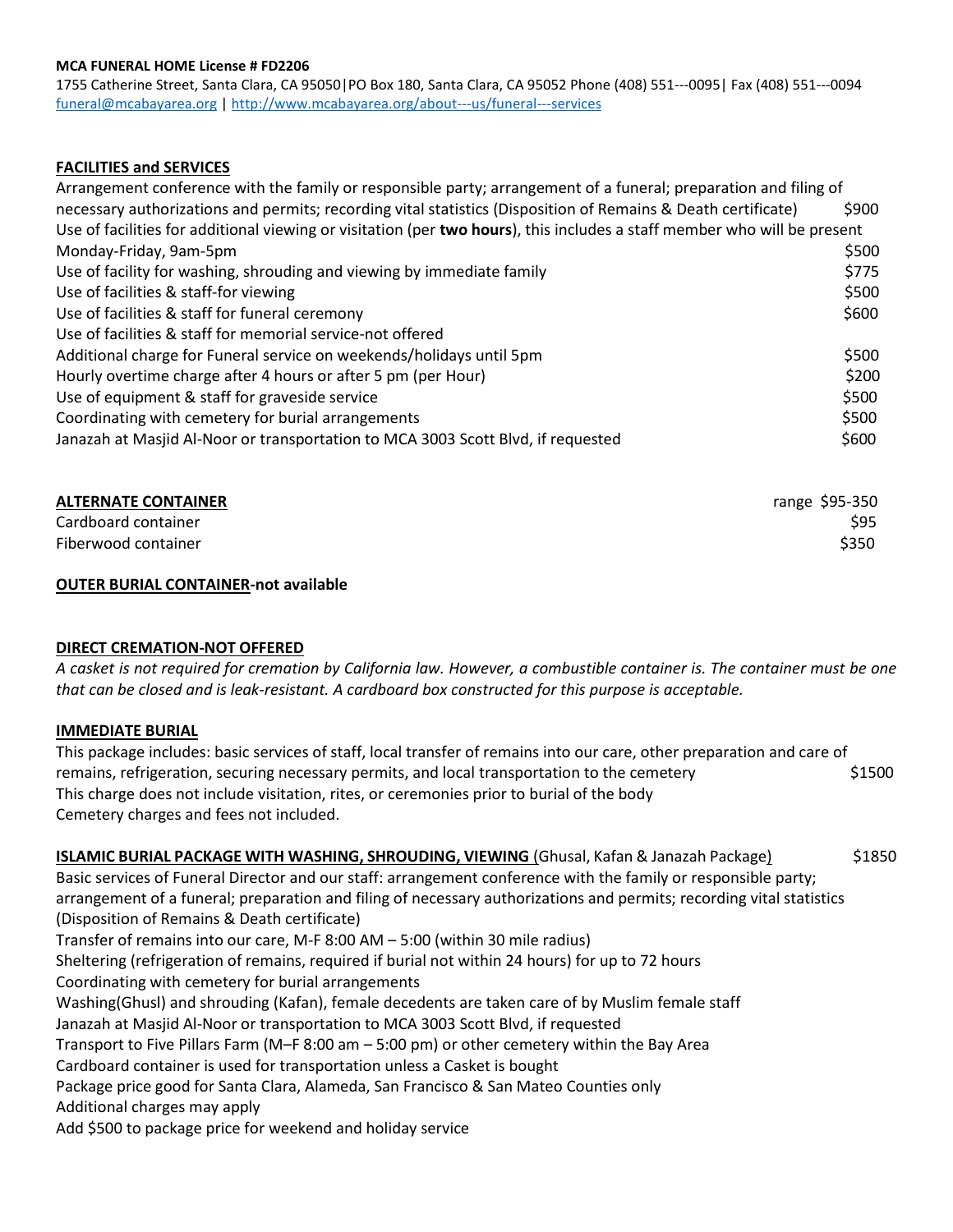**MCA FUNERAL HOME License # FD2206**

1755 Catherine Street, Santa Clara, CA 95050|PO Box 180, Santa Clara, CA 95052 Phone (408) 551---0095| Fax (408) 551---0094
funeral@mcabayarea.org | http://www.mcabayarea.org/about---us/funeral---services

**FACILITIES and SERVICES**

| | |
|---|---|
| Arrangement conference with the family or responsible party; arrangement of a funeral; preparation and filing of necessary authorizations and permits; recording vital statistics (Disposition of Remains & Death certificate) | $900 |
| Use of facilities for additional viewing or visitation (per **two hours**), this includes a staff member who will be present Monday-Friday, 9am-5pm | $500 |
| Use of facility for washing, shrouding and viewing by immediate family | $775 |
| Use of facilities & staff-for viewing | $500 |
| Use of facilities & staff for funeral ceremony | $600 |
| Use of facilities & staff for memorial service-not offered | |
| Additional charge for Funeral service on weekends/holidays until 5pm | $500 |
| Hourly overtime charge after 4 hours or after 5 pm (per Hour) | $200 |
| Use of equipment & staff for graveside service | $500 |
| Coordinating with cemetery for burial arrangements | $500 |
| Janazah at Masjid Al-Noor or transportation to MCA 3003 Scott Blvd, if requested | $600 |

| **ALTERNATE CONTAINER** | range $95-350 |
|---|---|
| Cardboard container | $95 |
| Fiberwood container | $350 |

**OUTER BURIAL CONTAINER-not available**

**DIRECT CREMATION-NOT OFFERED**

*A casket is not required for cremation by California law. However, a combustible container is. The container must be one that can be closed and is leak-resistant. A cardboard box constructed for this purpose is acceptable.*

**IMMEDIATE BURIAL**

This package includes: basic services of staff, local transfer of remains into our care, other preparation and care of remains, refrigeration, securing necessary permits, and local transportation to the cemetery — $1500

This charge does not include visitation, rites, or ceremonies prior to burial of the body

Cemetery charges and fees not included.

**ISLAMIC BURIAL PACKAGE WITH WASHING, SHROUDING, VIEWING** (Ghusal, Kafan & Janazah Package) — $1850

Basic services of Funeral Director and our staff: arrangement conference with the family or responsible party; arrangement of a funeral; preparation and filing of necessary authorizations and permits; recording vital statistics (Disposition of Remains & Death certificate)

Transfer of remains into our care, M-F 8:00 AM – 5:00 (within 30 mile radius)

Sheltering (refrigeration of remains, required if burial not within 24 hours) for up to 72 hours

Coordinating with cemetery for burial arrangements

Washing(Ghusl) and shrouding (Kafan), female decedents are taken care of by Muslim female staff

Janazah at Masjid Al-Noor or transportation to MCA 3003 Scott Blvd, if requested

Transport to Five Pillars Farm (M–F 8:00 am – 5:00 pm) or other cemetery within the Bay Area

Cardboard container is used for transportation unless a Casket is bought

Package price good for Santa Clara, Alameda, San Francisco & San Mateo Counties only

Additional charges may apply

Add $500 to package price for weekend and holiday service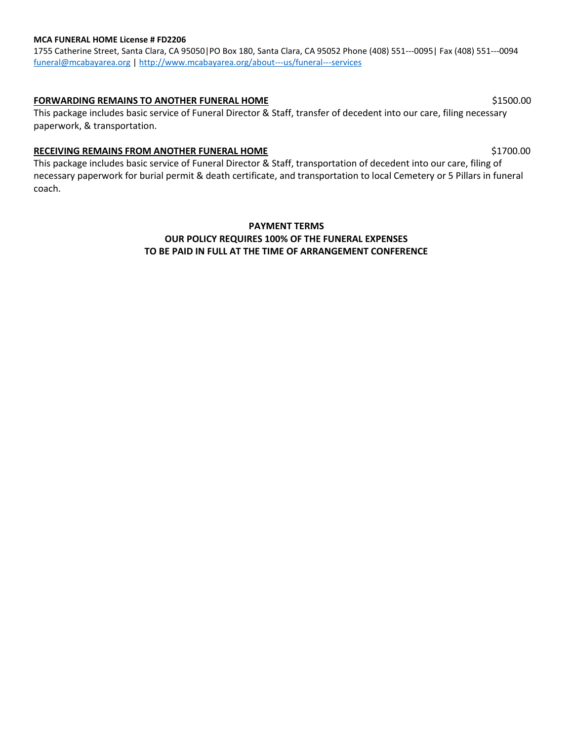**MCA FUNERAL HOME License # FD2206**

1755 Catherine Street, Santa Clara, CA 95050|PO Box 180, Santa Clara, CA 95052 Phone (408) 551---0095| Fax (408) 551---0094
funeral@mcabayarea.org | http://www.mcabayarea.org/about---us/funeral---services

**FORWARDING REMAINS TO ANOTHER FUNERAL HOME** $1500.00

This package includes basic service of Funeral Director & Staff, transfer of decedent into our care, filing necessary paperwork, & transportation.

**RECEIVING REMAINS FROM ANOTHER FUNERAL HOME** $1700.00

This package includes basic service of Funeral Director & Staff, transportation of decedent into our care, filing of necessary paperwork for burial permit & death certificate, and transportation to local Cemetery or 5 Pillars in funeral coach.

**PAYMENT TERMS**
**OUR POLICY REQUIRES 100% OF THE FUNERAL EXPENSES**
**TO BE PAID IN FULL AT THE TIME OF ARRANGEMENT CONFERENCE**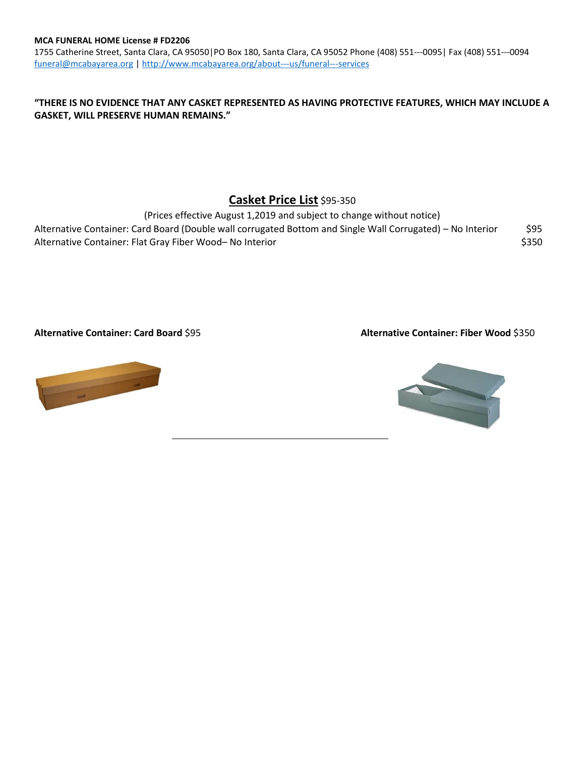**MCA FUNERAL HOME License # FD2206**
1755 Catherine Street, Santa Clara, CA 95050|PO Box 180, Santa Clara, CA 95052 Phone (408) 551---0095| Fax (408) 551---0094
funeral@mcabayarea.org | http://www.mcabayarea.org/about---us/funeral---services

**"THERE IS NO EVIDENCE THAT ANY CASKET REPRESENTED AS HAVING PROTECTIVE FEATURES, WHICH MAY INCLUDE A GASKET, WILL PRESERVE HUMAN REMAINS."**

## Casket Price List $95-350

(Prices effective August 1,2019 and subject to change without notice)

| | |
|---|---|
| Alternative Container: Card Board (Double wall corrugated Bottom and Single Wall Corrugated) – No Interior | $95 |
| Alternative Container: Flat Gray Fiber Wood– No Interior | $350 |

**Alternative Container: Card Board** $95

**Alternative Container: Fiber Wood** $350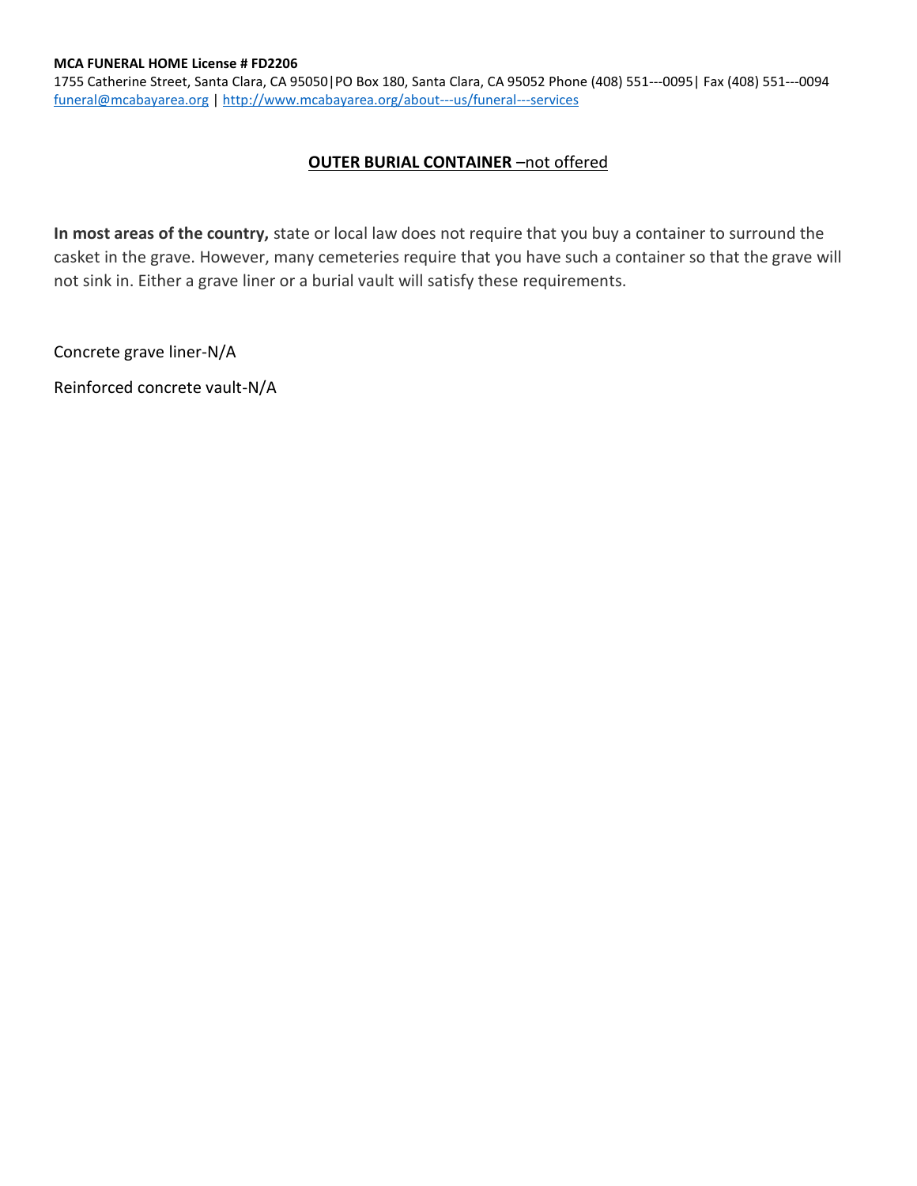**MCA FUNERAL HOME License # FD2206**
1755 Catherine Street, Santa Clara, CA 95050|PO Box 180, Santa Clara, CA 95052 Phone (408) 551---0095| Fax (408) 551---0094
funeral@mcabayarea.org | http://www.mcabayarea.org/about---us/funeral---services

## OUTER BURIAL CONTAINER –not offered

**In most areas of the country,** state or local law does not require that you buy a container to surround the casket in the grave. However, many cemeteries require that you have such a container so that the grave will not sink in. Either a grave liner or a burial vault will satisfy these requirements.

Concrete grave liner-N/A

Reinforced concrete vault-N/A